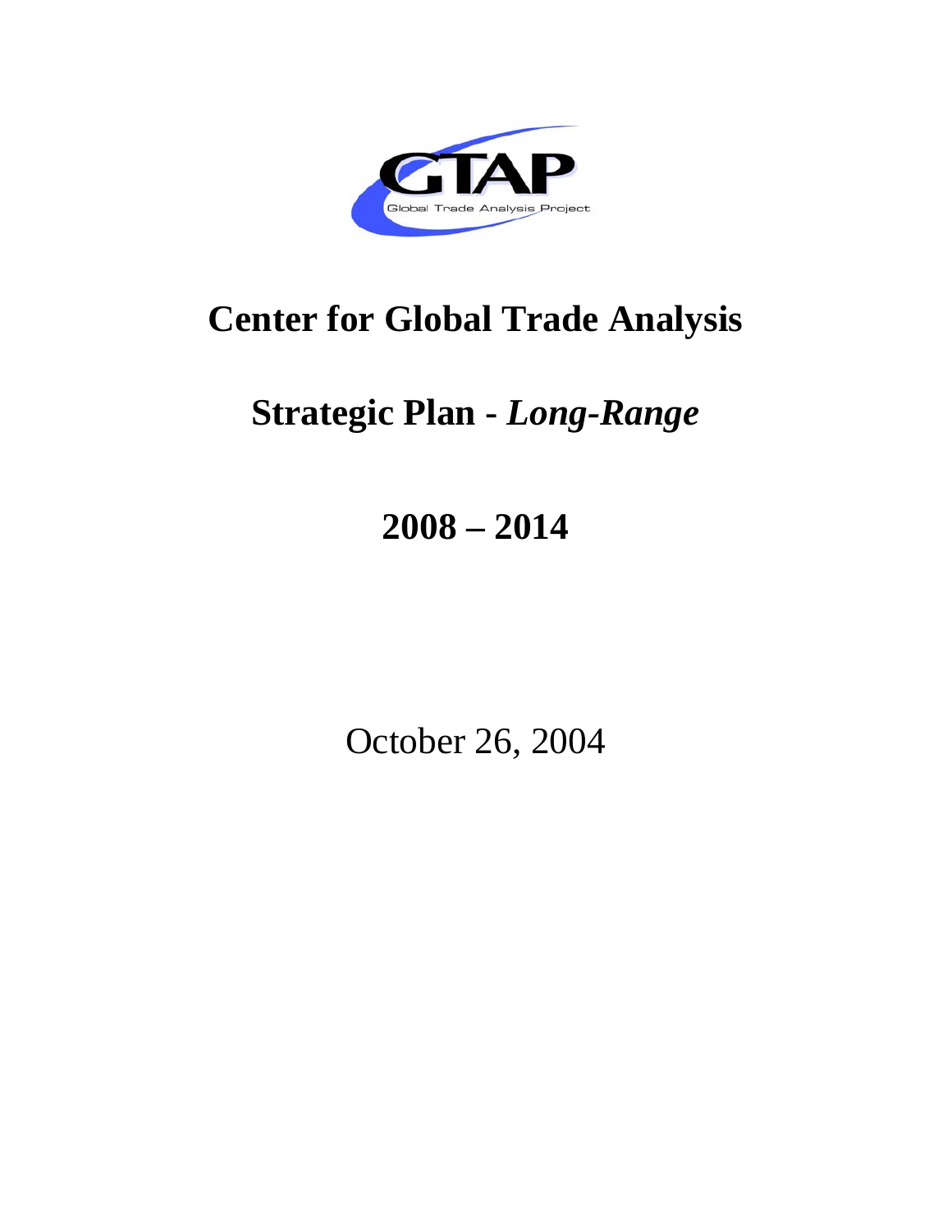GTAP

Global Trade Analysis Project

# Center for Global Trade Analysis

# Strategic Plan - *Long-Range*

# 2008 – 2014

October 26, 2004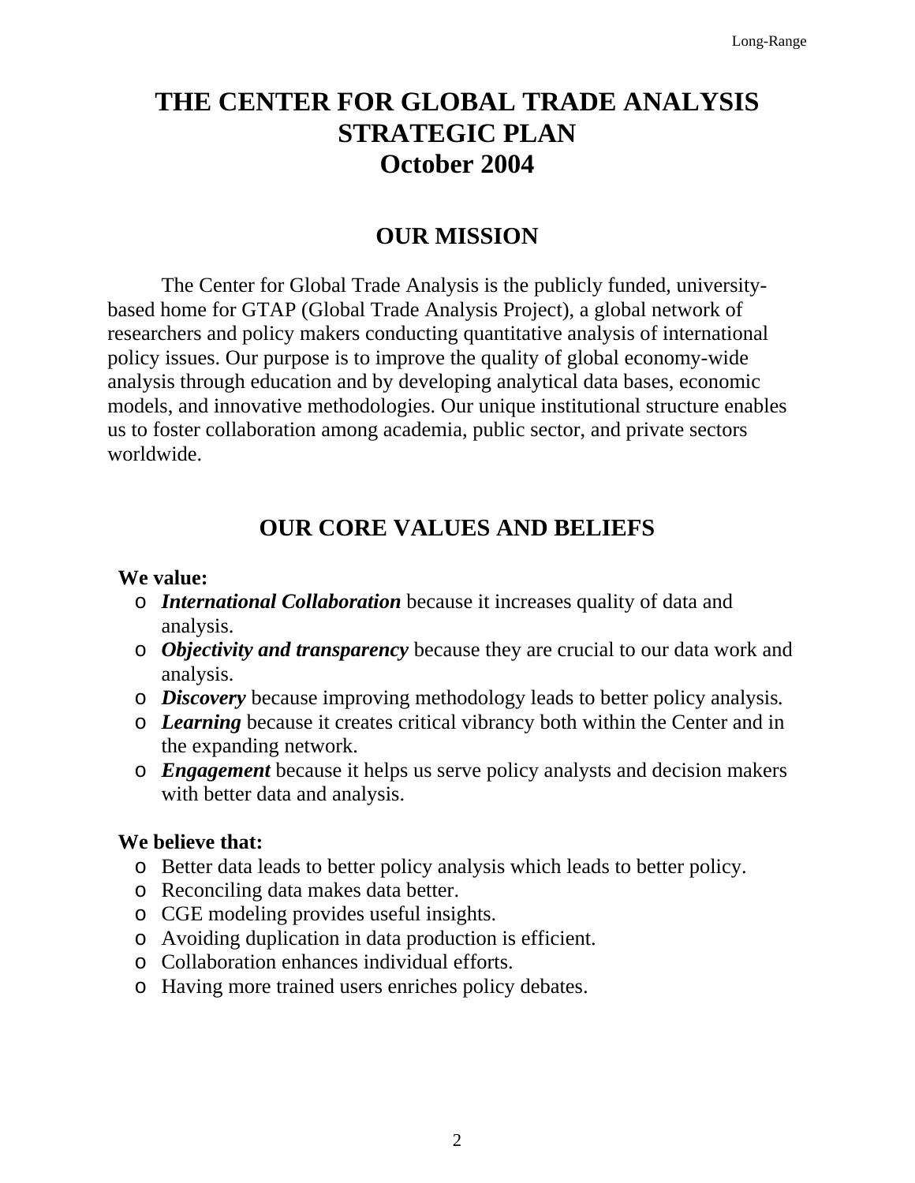# THE CENTER FOR GLOBAL TRADE ANALYSIS STRATEGIC PLAN October 2004

## OUR MISSION

The Center for Global Trade Analysis is the publicly funded, university-based home for GTAP (Global Trade Analysis Project), a global network of researchers and policy makers conducting quantitative analysis of international policy issues. Our purpose is to improve the quality of global economy-wide analysis through education and by developing analytical data bases, economic models, and innovative methodologies. Our unique institutional structure enables us to foster collaboration among academia, public sector, and private sectors worldwide.

## OUR CORE VALUES AND BELIEFS

**We value:**

- ***International Collaboration*** because it increases quality of data and analysis.
- ***Objectivity and transparency*** because they are crucial to our data work and analysis.
- ***Discovery*** because improving methodology leads to better policy analysis.
- ***Learning*** because it creates critical vibrancy both within the Center and in the expanding network.
- ***Engagement*** because it helps us serve policy analysts and decision makers with better data and analysis.

**We believe that:**

- Better data leads to better policy analysis which leads to better policy.
- Reconciling data makes data better.
- CGE modeling provides useful insights.
- Avoiding duplication in data production is efficient.
- Collaboration enhances individual efforts.
- Having more trained users enriches policy debates.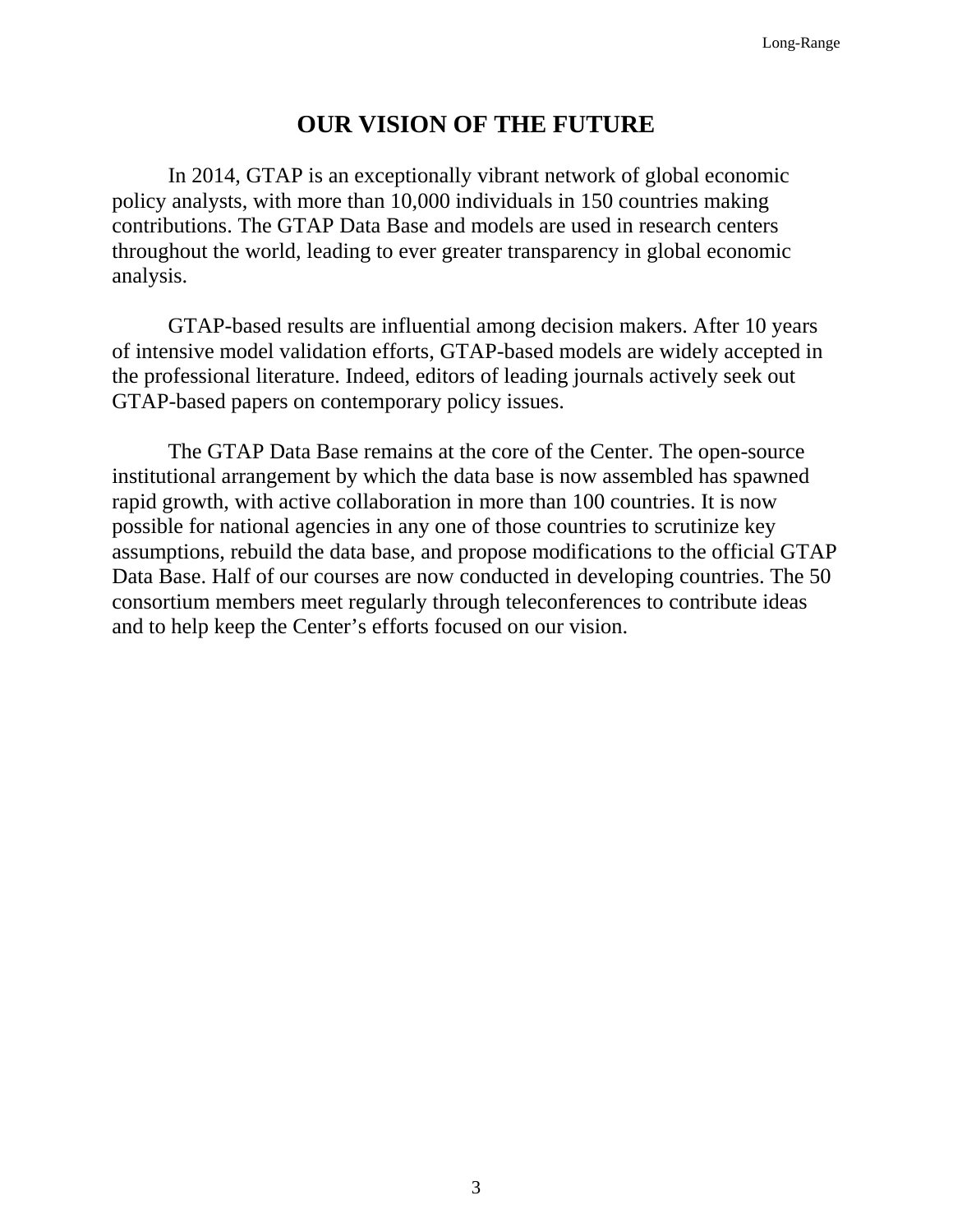# OUR VISION OF THE FUTURE

In 2014, GTAP is an exceptionally vibrant network of global economic policy analysts, with more than 10,000 individuals in 150 countries making contributions. The GTAP Data Base and models are used in research centers throughout the world, leading to ever greater transparency in global economic analysis.

GTAP-based results are influential among decision makers. After 10 years of intensive model validation efforts, GTAP-based models are widely accepted in the professional literature. Indeed, editors of leading journals actively seek out GTAP-based papers on contemporary policy issues.

The GTAP Data Base remains at the core of the Center. The open-source institutional arrangement by which the data base is now assembled has spawned rapid growth, with active collaboration in more than 100 countries. It is now possible for national agencies in any one of those countries to scrutinize key assumptions, rebuild the data base, and propose modifications to the official GTAP Data Base. Half of our courses are now conducted in developing countries. The 50 consortium members meet regularly through teleconferences to contribute ideas and to help keep the Center's efforts focused on our vision.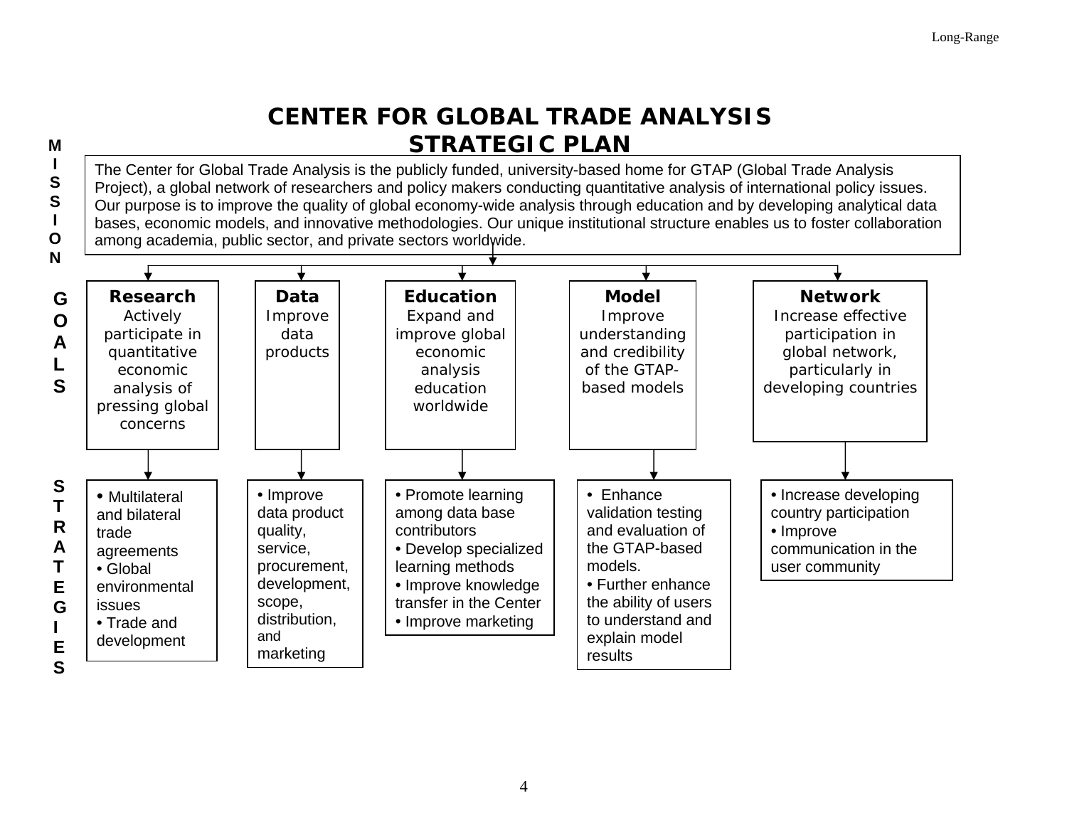# CENTER FOR GLOBAL TRADE ANALYSIS STRATEGIC PLAN

## MISSION

The Center for Global Trade Analysis is the publicly funded, university-based home for GTAP (Global Trade Analysis Project), a global network of researchers and policy makers conducting quantitative analysis of international policy issues. Our purpose is to improve the quality of global economy-wide analysis through education and by developing analytical data bases, economic models, and innovative methodologies. Our unique institutional structure enables us to foster collaboration among academia, public sector, and private sectors worldwide.

## GOALS AND STRATEGIES

| | Research | Data | Education | Model | Network |
|---|---|---|---|---|---|
| **GOALS** | Actively participate in quantitative economic analysis of pressing global concerns | Improve data products | Expand and improve global economic analysis education worldwide | Improve understanding and credibility of the GTAP-based models | Increase effective participation in global network, particularly in developing countries |
| **STRATEGIES** | • Multilateral and bilateral trade agreements<br>• Global environmental issues<br>• Trade and development | • Improve data product quality, service, procurement, development, scope, distribution, and marketing | • Promote learning among data base contributors<br>• Develop specialized learning methods<br>• Improve knowledge transfer in the Center<br>• Improve marketing | • Enhance validation testing and evaluation of the GTAP-based models.<br>• Further enhance the ability of users to understand and explain model results | • Increase developing country participation<br>• Improve communication in the user community |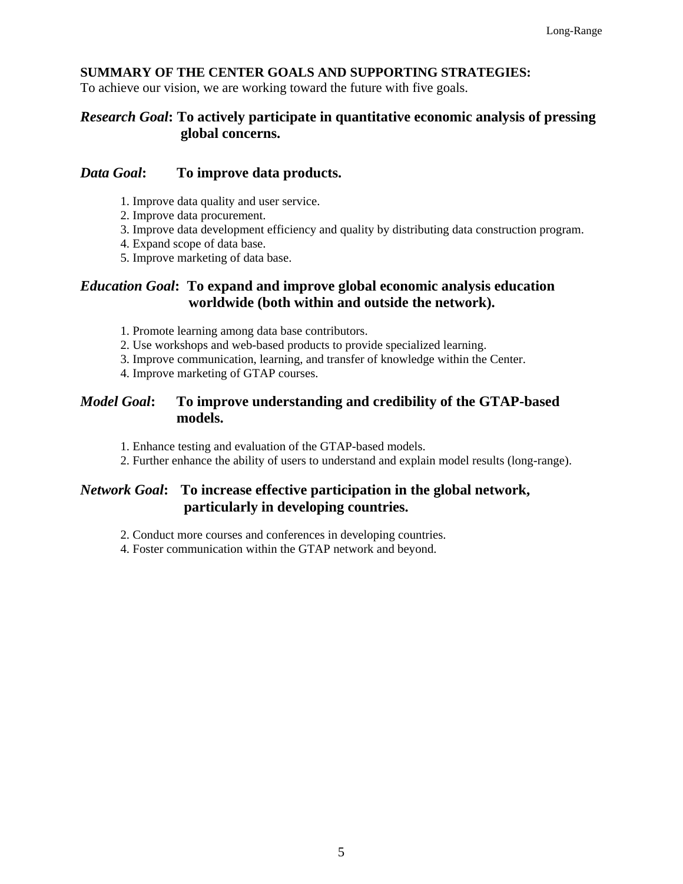**SUMMARY OF THE CENTER GOALS AND SUPPORTING STRATEGIES:**
To achieve our vision, we are working toward the future with five goals.

***Research Goal*: To actively participate in quantitative economic analysis of pressing global concerns.**

***Data Goal*: To improve data products.**

1. Improve data quality and user service.
2. Improve data procurement.
3. Improve data development efficiency and quality by distributing data construction program.
4. Expand scope of data base.
5. Improve marketing of data base.

***Education Goal*: To expand and improve global economic analysis education worldwide (both within and outside the network).**

1. Promote learning among data base contributors.
2. Use workshops and web-based products to provide specialized learning.
3. Improve communication, learning, and transfer of knowledge within the Center.
4. Improve marketing of GTAP courses.

***Model Goal*: To improve understanding and credibility of the GTAP-based models.**

1. Enhance testing and evaluation of the GTAP-based models.
2. Further enhance the ability of users to understand and explain model results (long-range).

***Network Goal*: To increase effective participation in the global network, particularly in developing countries.**

2. Conduct more courses and conferences in developing countries.
4. Foster communication within the GTAP network and beyond.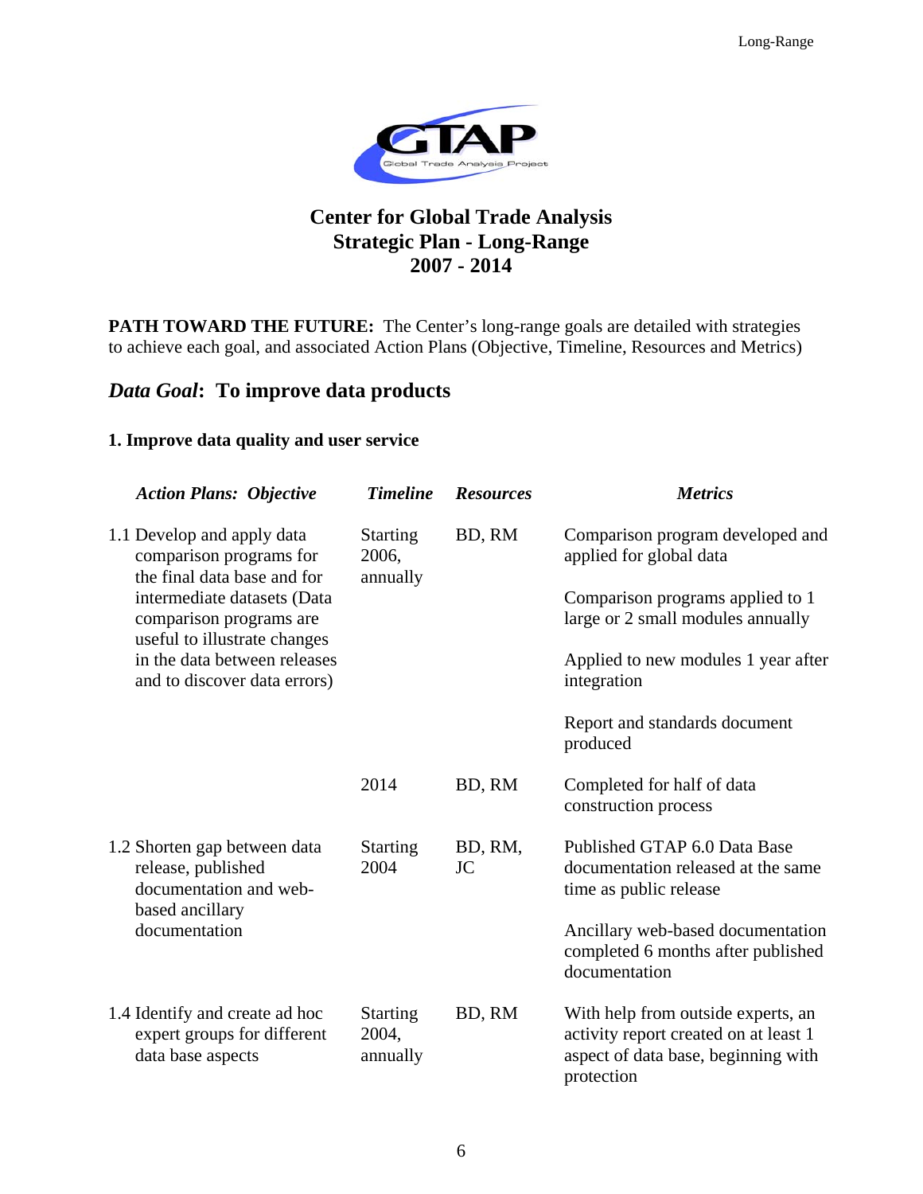# Center for Global Trade Analysis
# Strategic Plan - Long-Range
# 2007 - 2014

**PATH TOWARD THE FUTURE:** The Center's long-range goals are detailed with strategies to achieve each goal, and associated Action Plans (Objective, Timeline, Resources and Metrics)

## *Data Goal*: To improve data products

### 1. Improve data quality and user service

| *Action Plans: Objective* | *Timeline* | *Resources* | *Metrics* |
|---|---|---|---|
| 1.1 Develop and apply data comparison programs for the final data base and for intermediate datasets (Data comparison programs are useful to illustrate changes in the data between releases and to discover data errors) | Starting 2006, annually | BD, RM | Comparison program developed and applied for global data<br><br>Comparison programs applied to 1 large or 2 small modules annually<br><br>Applied to new modules 1 year after integration<br><br>Report and standards document produced |
| | 2014 | BD, RM | Completed for half of data construction process |
| 1.2 Shorten gap between data release, published documentation and web-based ancillary documentation | Starting 2004 | BD, RM, JC | Published GTAP 6.0 Data Base documentation released at the same time as public release<br><br>Ancillary web-based documentation completed 6 months after published documentation |
| 1.4 Identify and create ad hoc expert groups for different data base aspects | Starting 2004, annually | BD, RM | With help from outside experts, an activity report created on at least 1 aspect of data base, beginning with protection |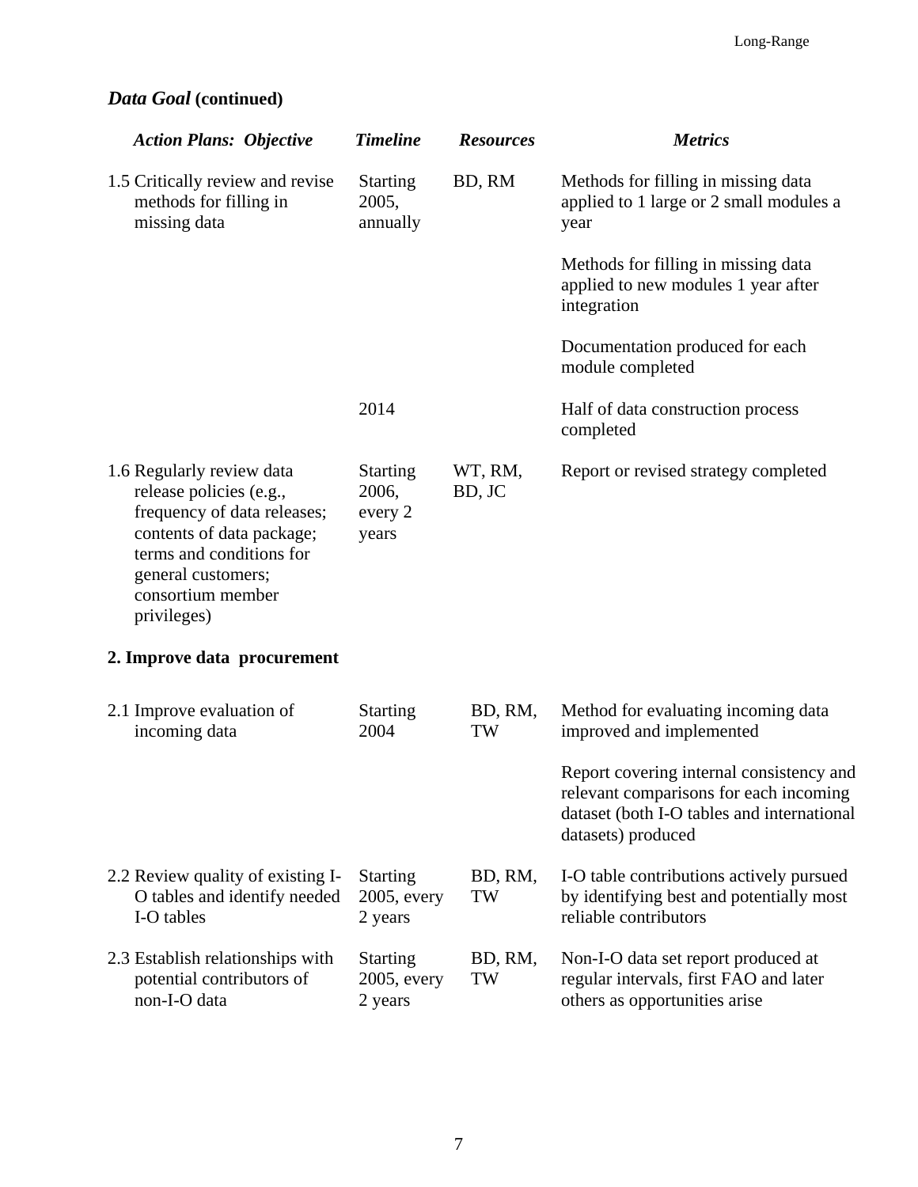## *Data Goal* (continued)

| *Action Plans: Objective* | *Timeline* | *Resources* | *Metrics* |
|---|---|---|---|
| 1.5 Critically review and revise methods for filling in missing data | Starting 2005, annually | BD, RM | Methods for filling in missing data applied to 1 large or 2 small modules a year |
| | | | Methods for filling in missing data applied to new modules 1 year after integration |
| | | | Documentation produced for each module completed |
| | 2014 | | Half of data construction process completed |
| 1.6 Regularly review data release policies (e.g., frequency of data releases; contents of data package; terms and conditions for general customers; consortium member privileges) | Starting 2006, every 2 years | WT, RM, BD, JC | Report or revised strategy completed |
| **2. Improve data procurement** | | | |
| 2.1 Improve evaluation of incoming data | Starting 2004 | BD, RM, TW | Method for evaluating incoming data improved and implemented |
| | | | Report covering internal consistency and relevant comparisons for each incoming dataset (both I-O tables and international datasets) produced |
| 2.2 Review quality of existing I-O tables and identify needed I-O tables | Starting 2005, every 2 years | BD, RM, TW | I-O table contributions actively pursued by identifying best and potentially most reliable contributors |
| 2.3 Establish relationships with potential contributors of non-I-O data | Starting 2005, every 2 years | BD, RM, TW | Non-I-O data set report produced at regular intervals, first FAO and later others as opportunities arise |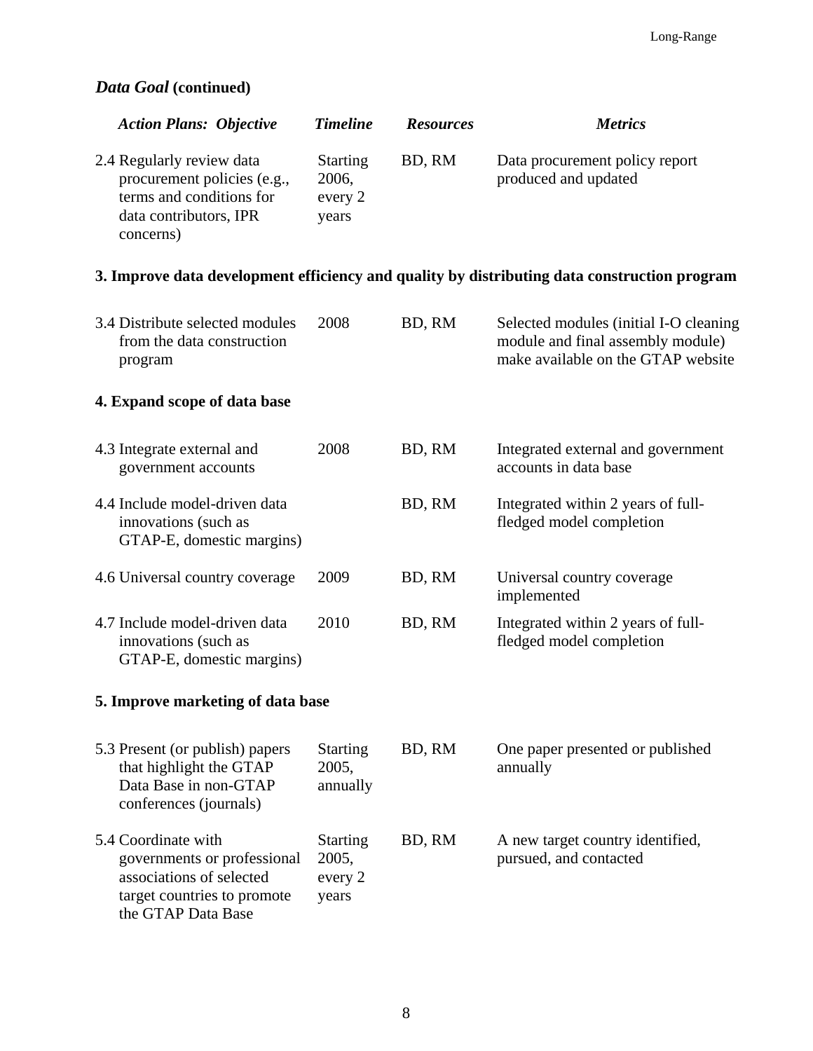## *Data Goal* (continued)

| *Action Plans: Objective* | *Timeline* | *Resources* | *Metrics* |
|---|---|---|---|
| 2.4 Regularly review data procurement policies (e.g., terms and conditions for data contributors, IPR concerns) | Starting 2006, every 2 years | BD, RM | Data procurement policy report produced and updated |
| **3. Improve data development efficiency and quality by distributing data construction program** | | | |
| 3.4 Distribute selected modules from the data construction program | 2008 | BD, RM | Selected modules (initial I-O cleaning module and final assembly module) make available on the GTAP website |
| **4. Expand scope of data base** | | | |
| 4.3 Integrate external and government accounts | 2008 | BD, RM | Integrated external and government accounts in data base |
| 4.4 Include model-driven data innovations (such as GTAP-E, domestic margins) | | BD, RM | Integrated within 2 years of full-fledged model completion |
| 4.6 Universal country coverage | 2009 | BD, RM | Universal country coverage implemented |
| 4.7 Include model-driven data innovations (such as GTAP-E, domestic margins) | 2010 | BD, RM | Integrated within 2 years of full-fledged model completion |
| **5. Improve marketing of data base** | | | |
| 5.3 Present (or publish) papers that highlight the GTAP Data Base in non-GTAP conferences (journals) | Starting 2005, annually | BD, RM | One paper presented or published annually |
| 5.4 Coordinate with governments or professional associations of selected target countries to promote the GTAP Data Base | Starting 2005, every 2 years | BD, RM | A new target country identified, pursued, and contacted |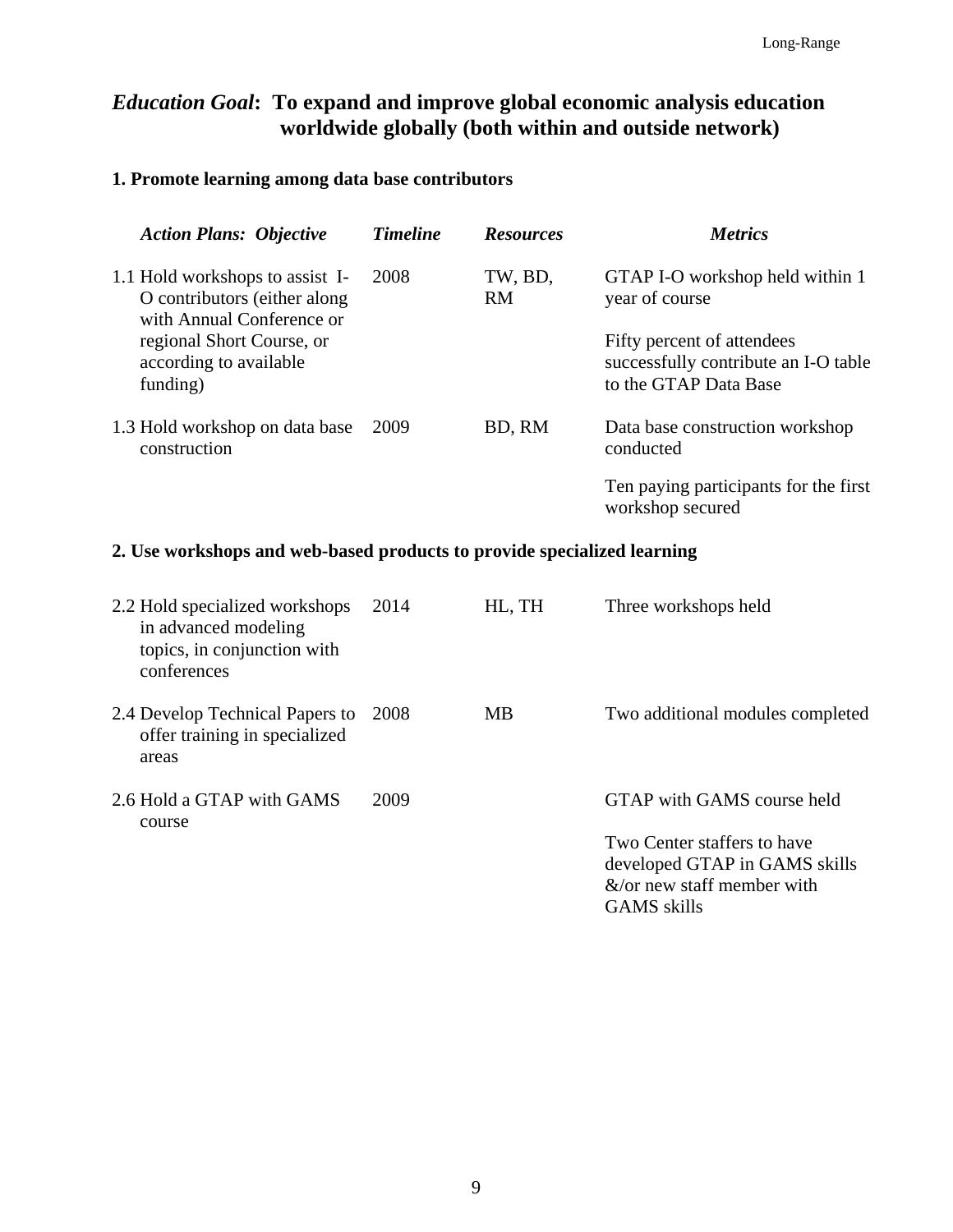## *Education Goal*: To expand and improve global economic analysis education worldwide globally (both within and outside network)

### 1. Promote learning among data base contributors

| *Action Plans: Objective* | *Timeline* | *Resources* | *Metrics* |
|---|---|---|---|
| 1.1 Hold workshops to assist I-O contributors (either along with Annual Conference or regional Short Course, or according to available funding) | 2008 | TW, BD, RM | GTAP I-O workshop held within 1 year of course<br><br>Fifty percent of attendees successfully contribute an I-O table to the GTAP Data Base |
| 1.3 Hold workshop on data base construction | 2009 | BD, RM | Data base construction workshop conducted<br><br>Ten paying participants for the first workshop secured |

### 2. Use workshops and web-based products to provide specialized learning

| *Action Plans: Objective* | *Timeline* | *Resources* | *Metrics* |
|---|---|---|---|
| 2.2 Hold specialized workshops in advanced modeling topics, in conjunction with conferences | 2014 | HL, TH | Three workshops held |
| 2.4 Develop Technical Papers to offer training in specialized areas | 2008 | MB | Two additional modules completed |
| 2.6 Hold a GTAP with GAMS course | 2009 | | GTAP with GAMS course held<br><br>Two Center staffers to have developed GTAP in GAMS skills &/or new staff member with GAMS skills |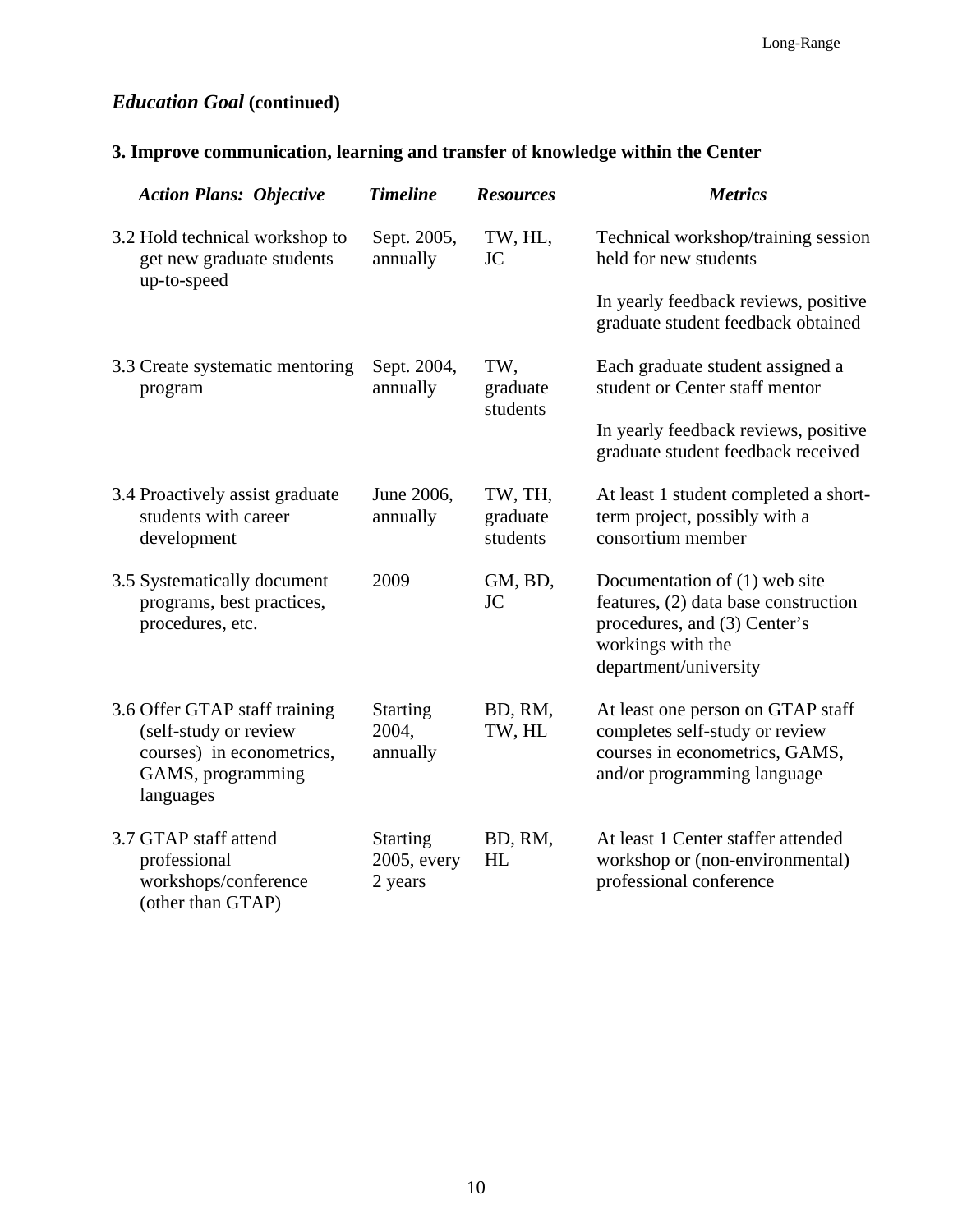## *Education Goal* (continued)

### 3. Improve communication, learning and transfer of knowledge within the Center

| *Action Plans: Objective* | *Timeline* | *Resources* | *Metrics* |
|---|---|---|---|
| 3.2 Hold technical workshop to get new graduate students up-to-speed | Sept. 2005, annually | TW, HL, JC | Technical workshop/training session held for new students<br><br>In yearly feedback reviews, positive graduate student feedback obtained |
| 3.3 Create systematic mentoring program | Sept. 2004, annually | TW, graduate students | Each graduate student assigned a student or Center staff mentor<br><br>In yearly feedback reviews, positive graduate student feedback received |
| 3.4 Proactively assist graduate students with career development | June 2006, annually | TW, TH, graduate students | At least 1 student completed a short-term project, possibly with a consortium member |
| 3.5 Systematically document programs, best practices, procedures, etc. | 2009 | GM, BD, JC | Documentation of (1) web site features, (2) data base construction procedures, and (3) Center's workings with the department/university |
| 3.6 Offer GTAP staff training (self-study or review courses) in econometrics, GAMS, programming languages | Starting 2004, annually | BD, RM, TW, HL | At least one person on GTAP staff completes self-study or review courses in econometrics, GAMS, and/or programming language |
| 3.7 GTAP staff attend professional workshops/conference (other than GTAP) | Starting 2005, every 2 years | BD, RM, HL | At least 1 Center staffer attended workshop or (non-environmental) professional conference |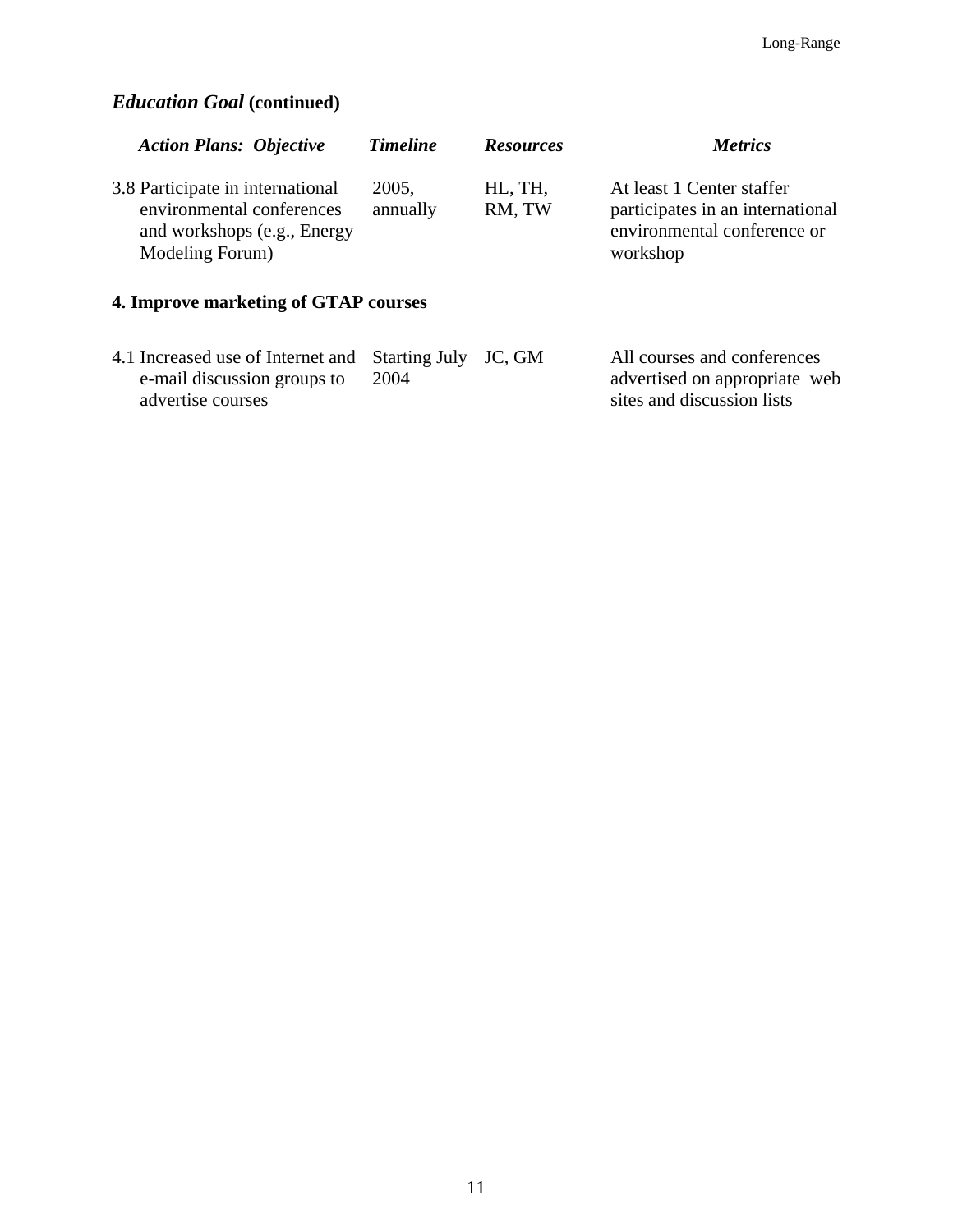## *Education Goal* (continued)

| *Action Plans: Objective* | *Timeline* | *Resources* | *Metrics* |
|---|---|---|---|
| 3.8 Participate in international environmental conferences and workshops (e.g., Energy Modeling Forum) | 2005, annually | HL, TH, RM, TW | At least 1 Center staffer participates in an international environmental conference or workshop |
| **4. Improve marketing of GTAP courses** | | | |
| 4.1 Increased use of Internet and e-mail discussion groups to advertise courses | Starting July 2004 | JC, GM | All courses and conferences advertised on appropriate web sites and discussion lists |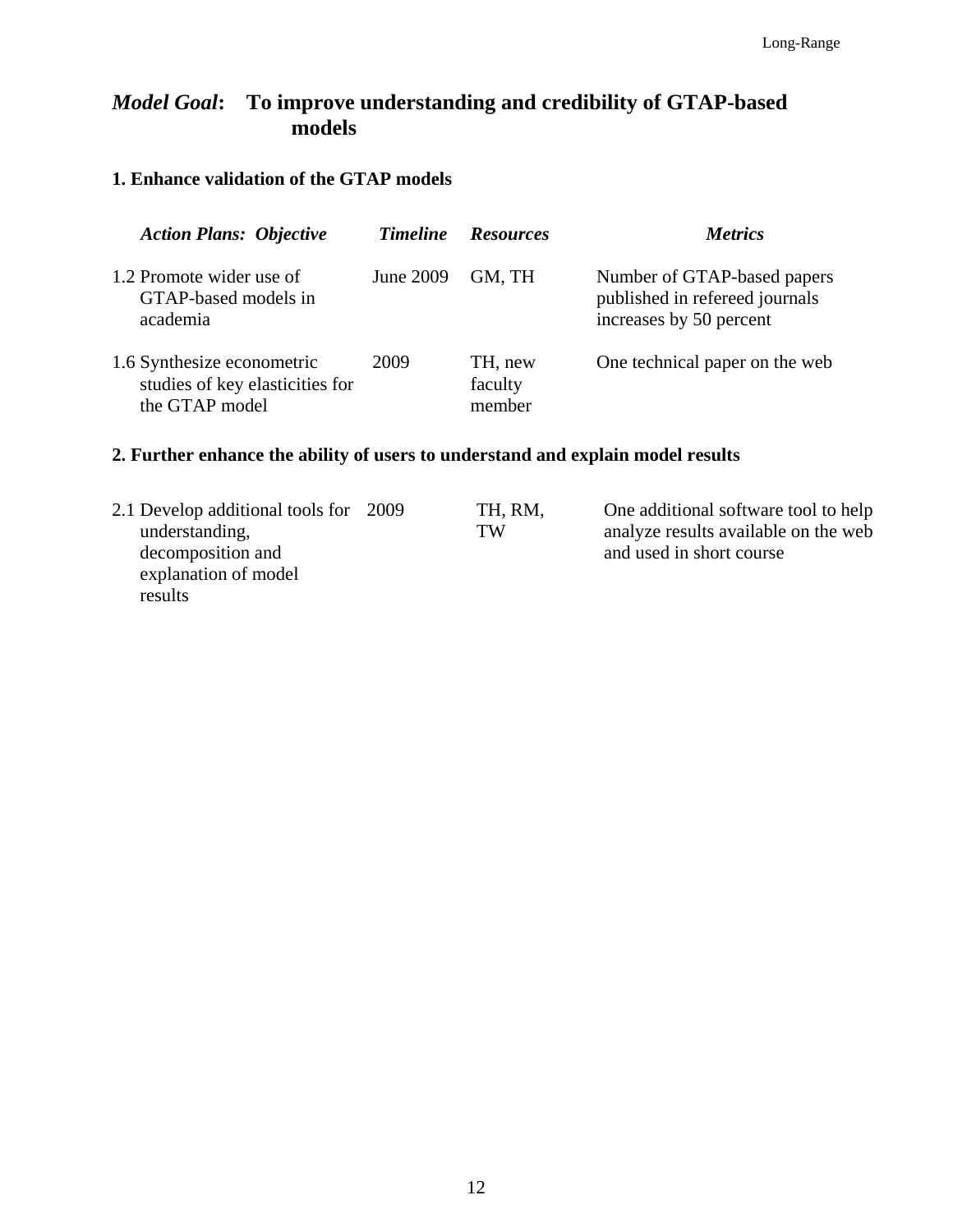## *Model Goal*: To improve understanding and credibility of GTAP-based models

### 1. Enhance validation of the GTAP models

| *Action Plans: Objective* | *Timeline* | *Resources* | *Metrics* |
|---|---|---|---|
| 1.2 Promote wider use of GTAP-based models in academia | June 2009 | GM, TH | Number of GTAP-based papers published in refereed journals increases by 50 percent |
| 1.6 Synthesize econometric studies of key elasticities for the GTAP model | 2009 | TH, new faculty member | One technical paper on the web |

### 2. Further enhance the ability of users to understand and explain model results

| *Action Plans: Objective* | *Timeline* | *Resources* | *Metrics* |
|---|---|---|---|
| 2.1 Develop additional tools for understanding, decomposition and explanation of model results | 2009 | TH, RM, TW | One additional software tool to help analyze results available on the web and used in short course |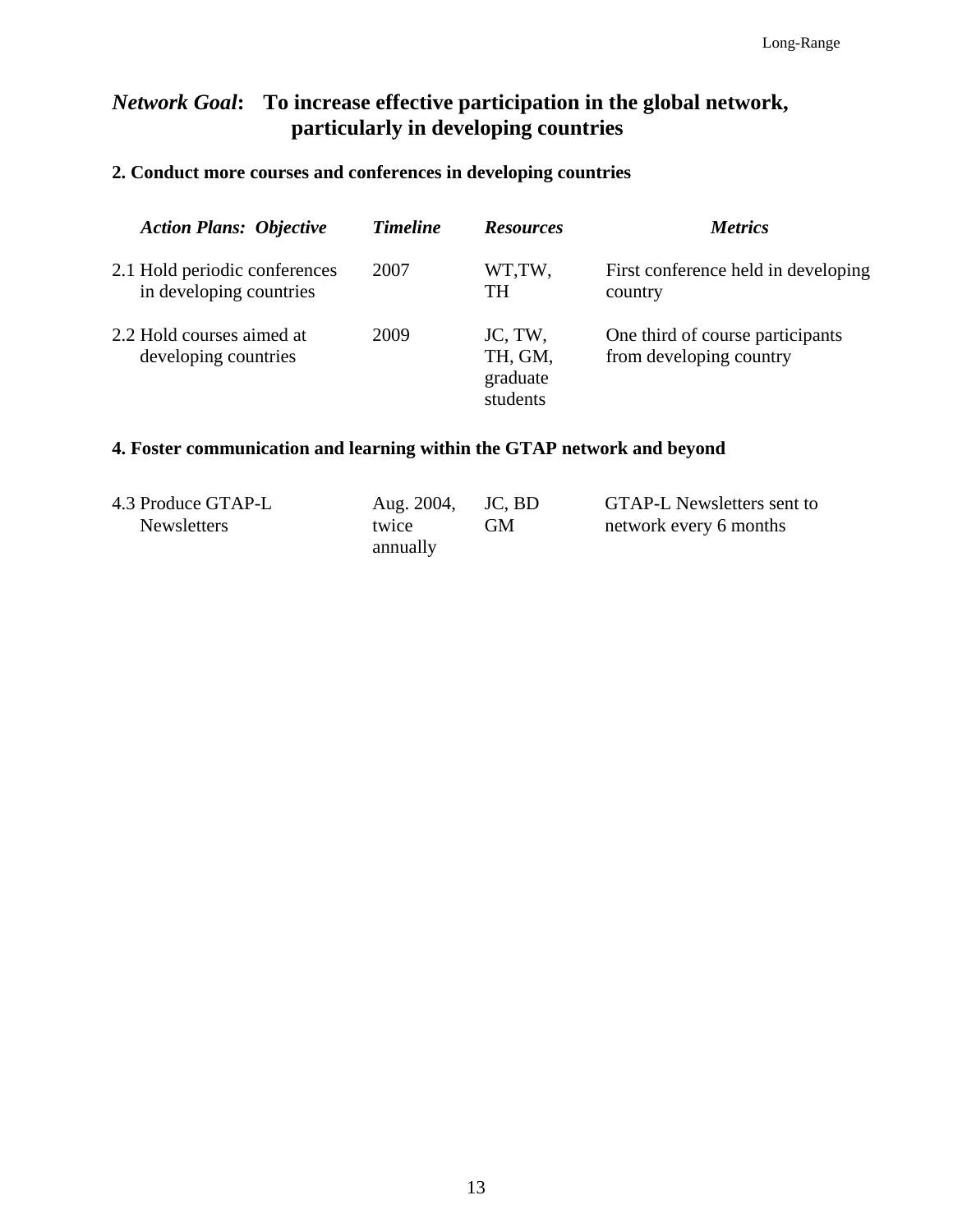## *Network Goal*: To increase effective participation in the global network, particularly in developing countries

### 2. Conduct more courses and conferences in developing countries

| *Action Plans: Objective* | *Timeline* | *Resources* | *Metrics* |
|---|---|---|---|
| 2.1 Hold periodic conferences in developing countries | 2007 | WT,TW, TH | First conference held in developing country |
| 2.2 Hold courses aimed at developing countries | 2009 | JC, TW, TH, GM, graduate students | One third of course participants from developing country |

### 4. Foster communication and learning within the GTAP network and beyond

| | | | |
|---|---|---|---|
| 4.3 Produce GTAP-L Newsletters | Aug. 2004, twice annually | JC, BD GM | GTAP-L Newsletters sent to network every 6 months |